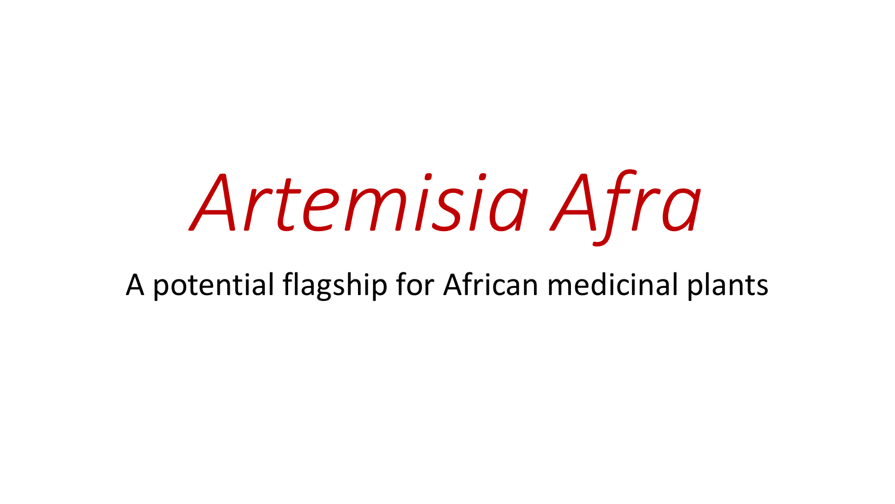# *Artemisia Afra*

A potential flagship for African medicinal plants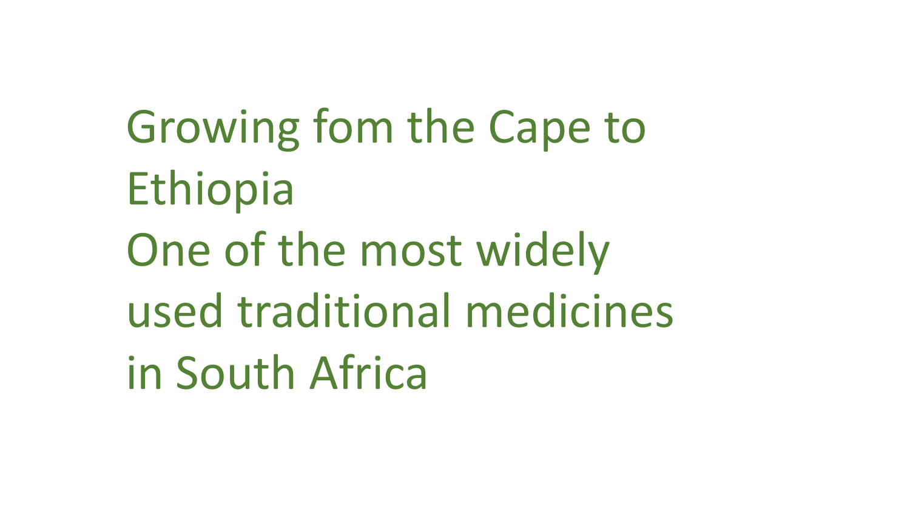Growing fom the Cape to Ethiopia

One of the most widely used traditional medicines in South Africa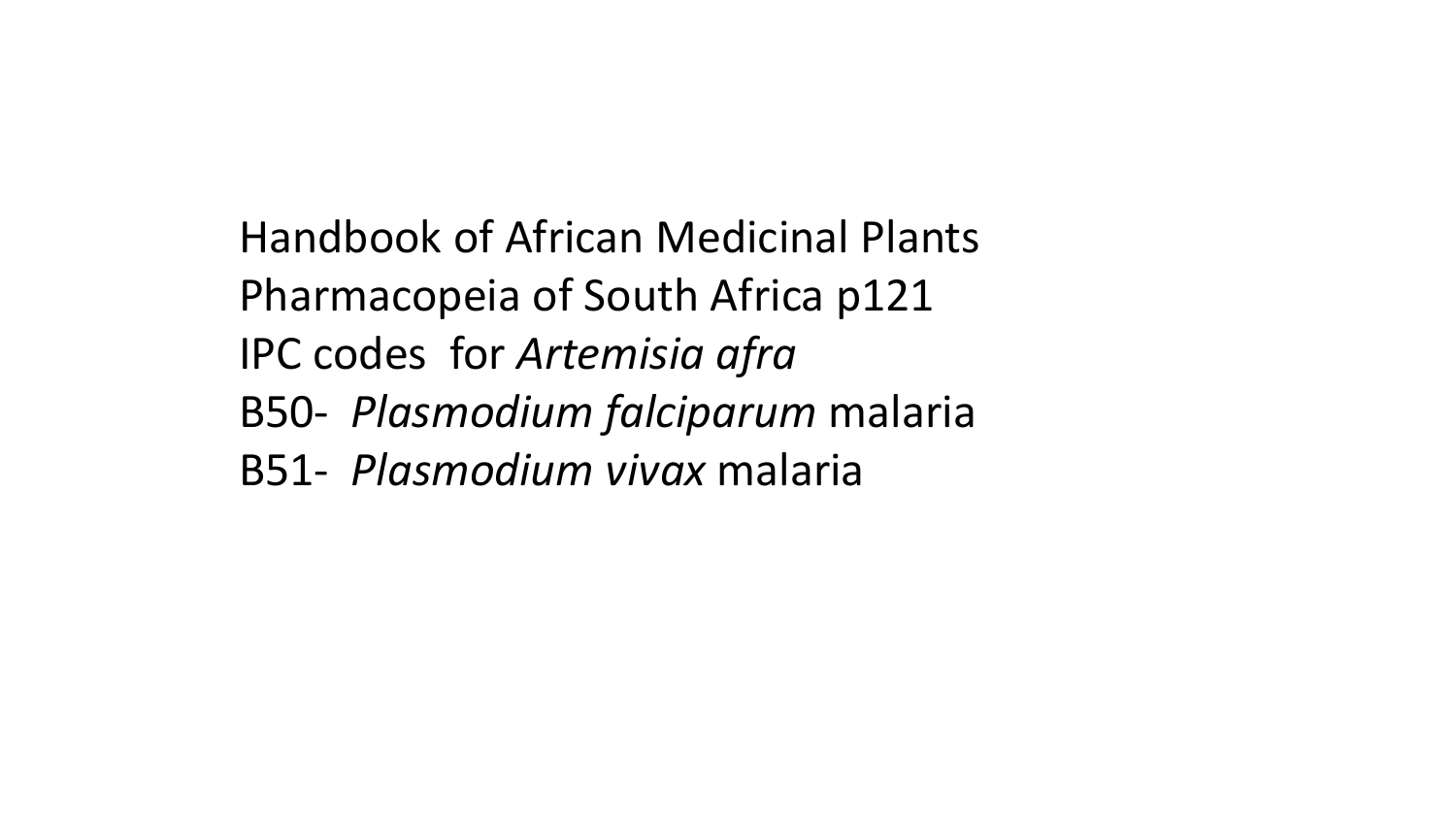Handbook of African Medicinal Plants
Pharmacopeia of South Africa p121
IPC codes for *Artemisia afra*
B50- *Plasmodium falciparum* malaria
B51- *Plasmodium vivax* malaria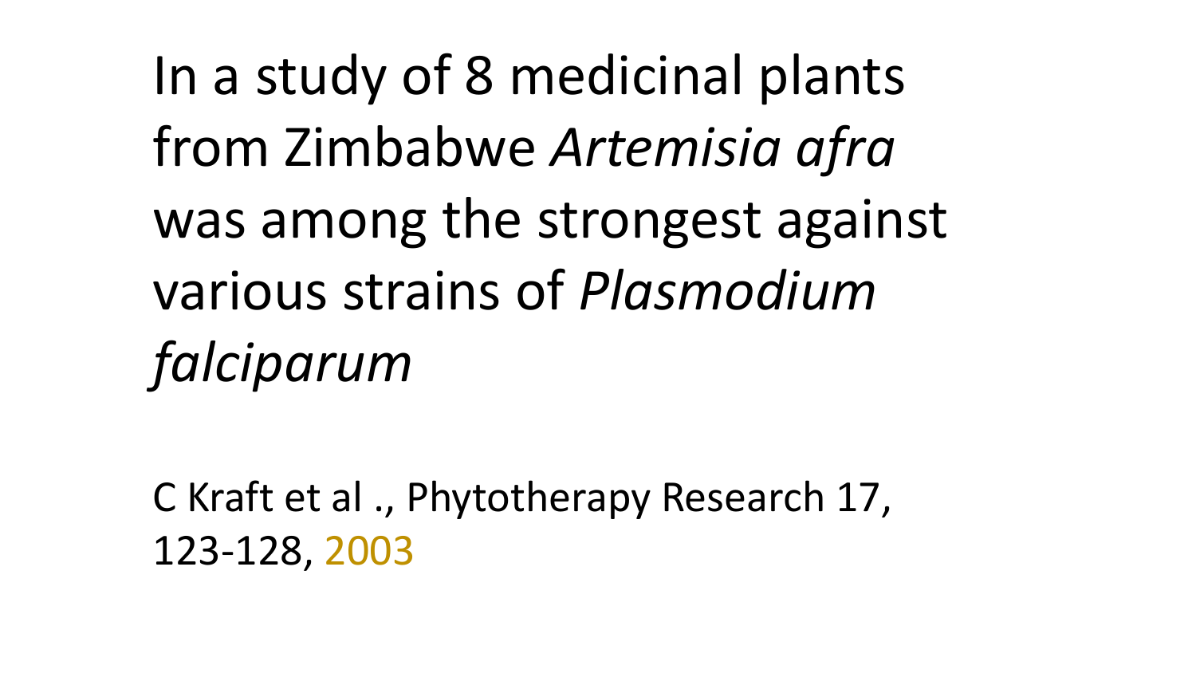In a study of 8 medicinal plants from Zimbabwe *Artemisia afra* was among the strongest against various strains of *Plasmodium falciparum*

C Kraft et al ., Phytotherapy Research 17, 123-128, 2003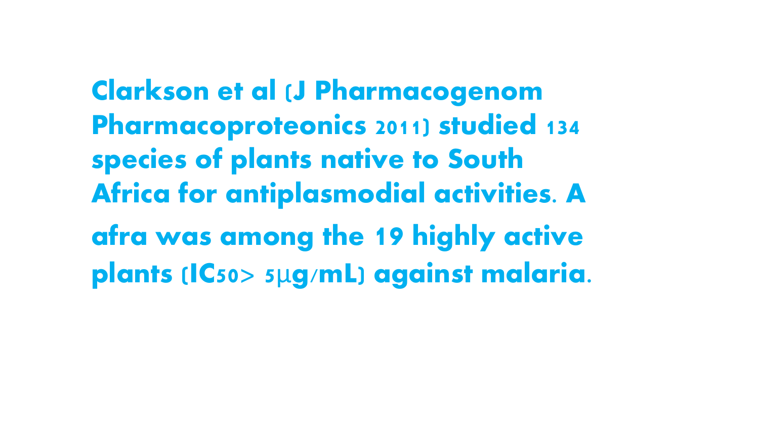**Clarkson et al (J Pharmacogenom Pharmacoproteonics 2011) studied 134 species of plants native to South Africa for antiplasmodial activities. A afra was among the 19 highly active plants ($IC_{50}$> 5µg/mL) against malaria.**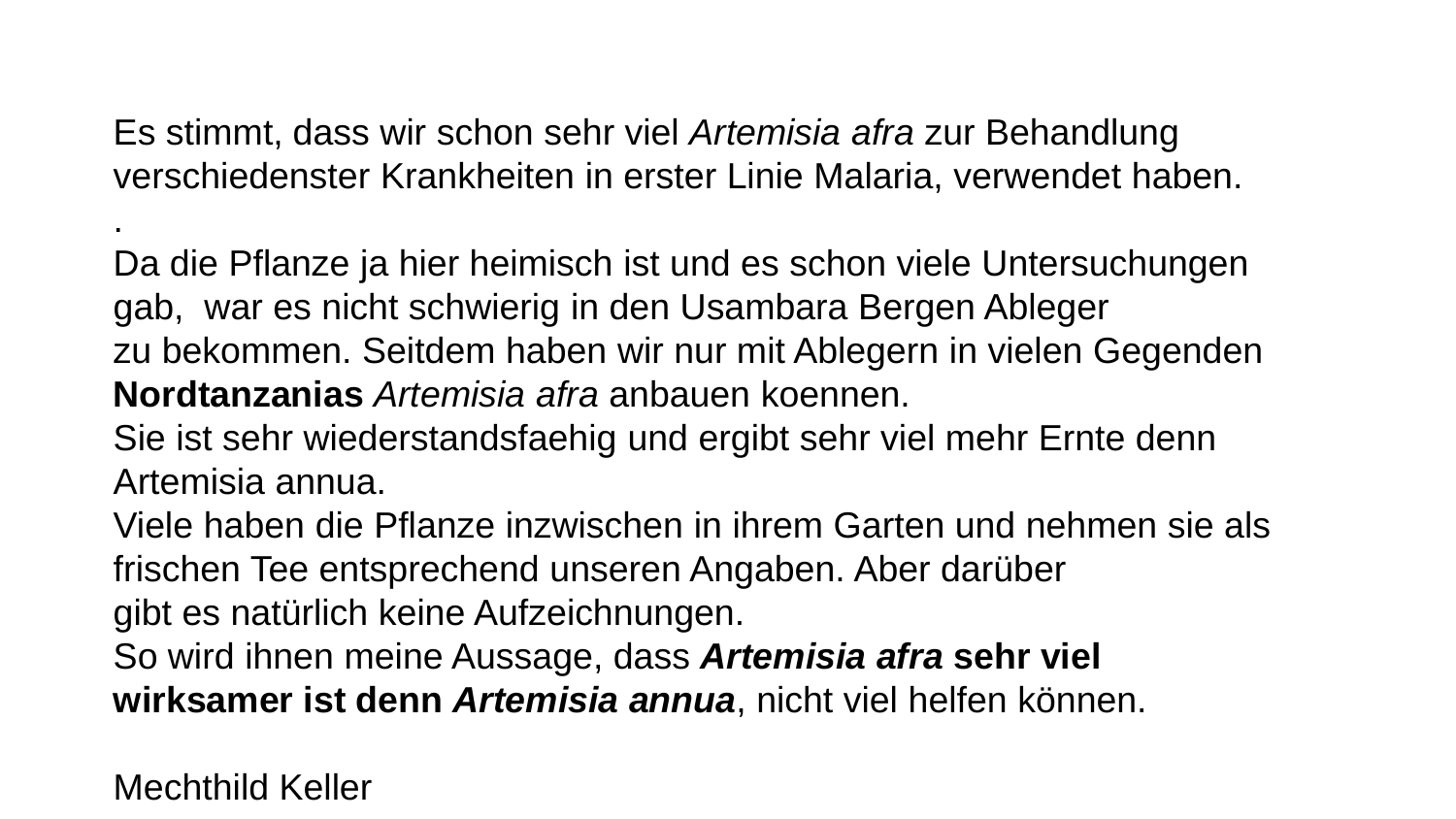Es stimmt, dass wir schon sehr viel *Artemisia afra* zur Behandlung verschiedenster Krankheiten in erster Linie Malaria, verwendet haben.
.
Da die Pflanze ja hier heimisch ist und es schon viele Untersuchungen gab,  war es nicht schwierig in den Usambara Bergen Ableger zu bekommen. Seitdem haben wir nur mit Ablegern in vielen Gegenden **Nordtanzanias** *Artemisia afra* anbauen koennen.
Sie ist sehr wiederstandsfaehig und ergibt sehr viel mehr Ernte denn Artemisia annua.
Viele haben die Pflanze inzwischen in ihrem Garten und nehmen sie als frischen Tee entsprechend unseren Angaben. Aber darüber gibt es natürlich keine Aufzeichnungen.
So wird ihnen meine Aussage, dass ***Artemisia afra* sehr viel wirksamer ist denn *Artemisia annua***, nicht viel helfen können.

Mechthild Keller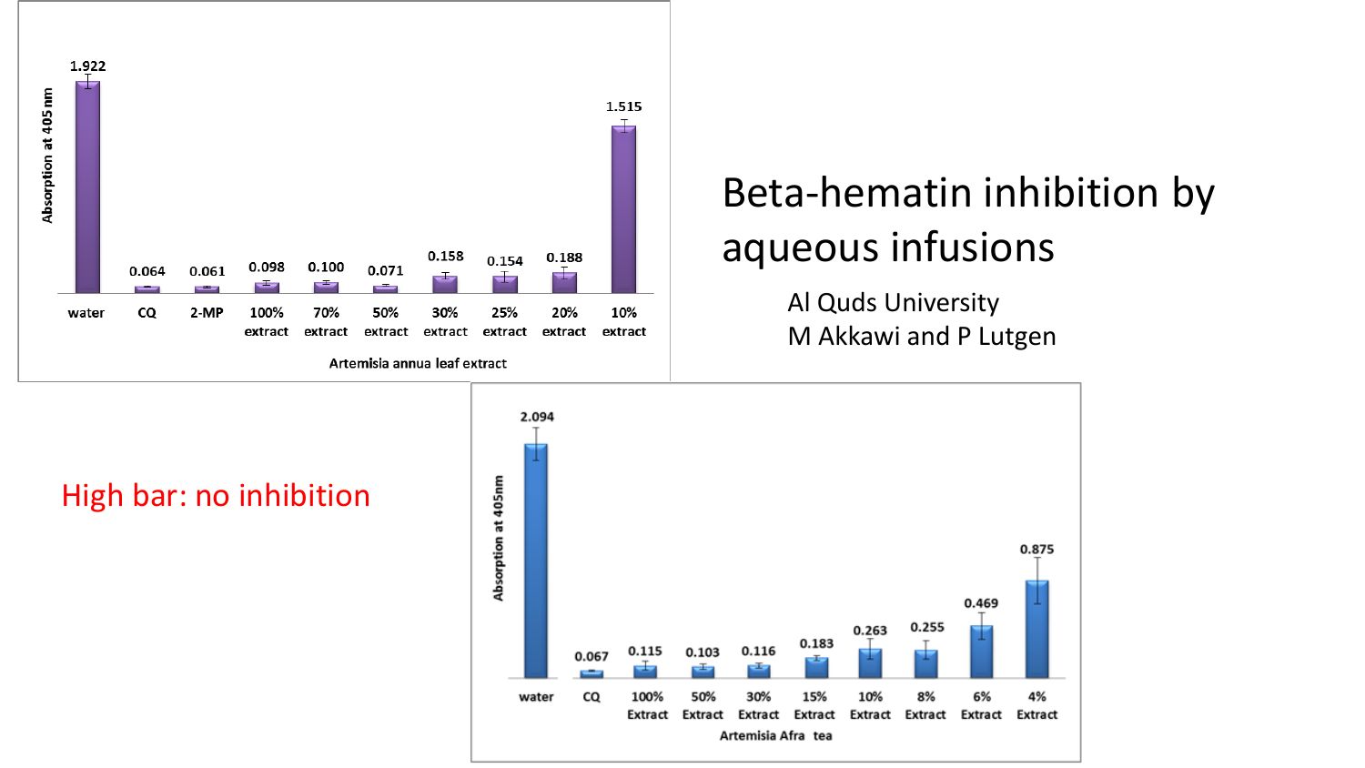# Beta-hematin inhibition by aqueous infusions

Al Quds University

M Akkawi and P Lutgen

High bar: no inhibition

| Artemisia annua leaf extract | Absorption at 405 nm |
|---|---|
| water | 1.922 |
| CQ | 0.064 |
| 2-MP | 0.061 |
| 100% extract | 0.098 |
| 70% extract | 0.100 |
| 50% extract | 0.071 |
| 30% extract | 0.158 |
| 25% extract | 0.154 |
| 20% extract | 0.188 |
| 10% extract | 1.515 |

| Artemisia Afra tea | Absorption at 405nm |
|---|---|
| water | 2.094 |
| CQ | 0.067 |
| 100% Extract | 0.115 |
| 50% Extract | 0.103 |
| 30% Extract | 0.116 |
| 15% Extract | 0.183 |
| 10% Extract | 0.263 |
| 8% Extract | 0.255 |
| 6% Extract | 0.469 |
| 4% Extract | 0.875 |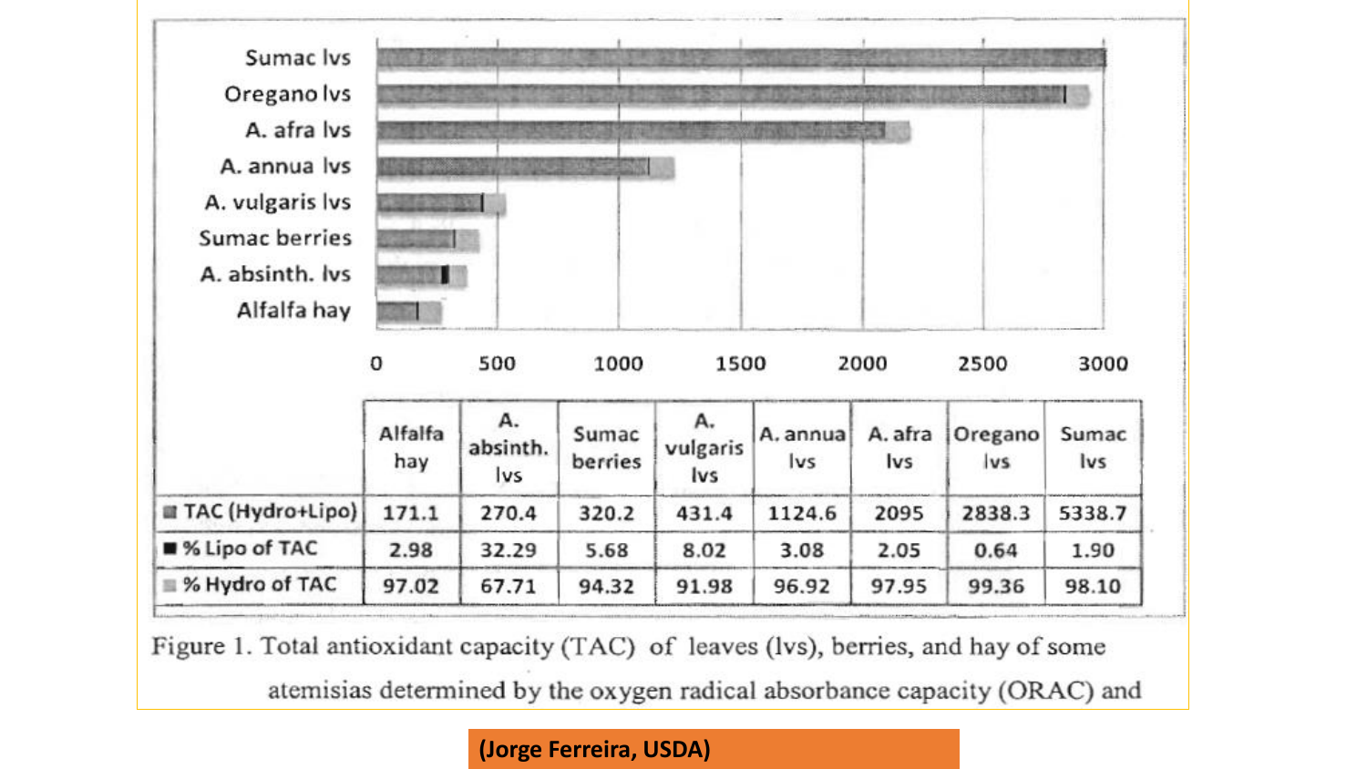| | Alfalfa hay | A. absinth. lvs | Sumac berries | A. vulgaris lvs | A. annua lvs | A. afra lvs | Oregano lvs | Sumac lvs |
|---|---|---|---|---|---|---|---|---|
| TAC (Hydro+Lipo) | 171.1 | 270.4 | 320.2 | 431.4 | 1124.6 | 2095 | 2838.3 | 5338.7 |
| % Lipo of TAC | 2.98 | 32.29 | 5.68 | 8.02 | 3.08 | 2.05 | 0.64 | 1.90 |
| % Hydro of TAC | 97.02 | 67.71 | 94.32 | 91.98 | 96.92 | 97.95 | 99.36 | 98.10 |

Figure 1. Total antioxidant capacity (TAC) of leaves (lvs), berries, and hay of some atemisias determined by the oxygen radical absorbance capacity (ORAC) and

**(Jorge Ferreira, USDA)**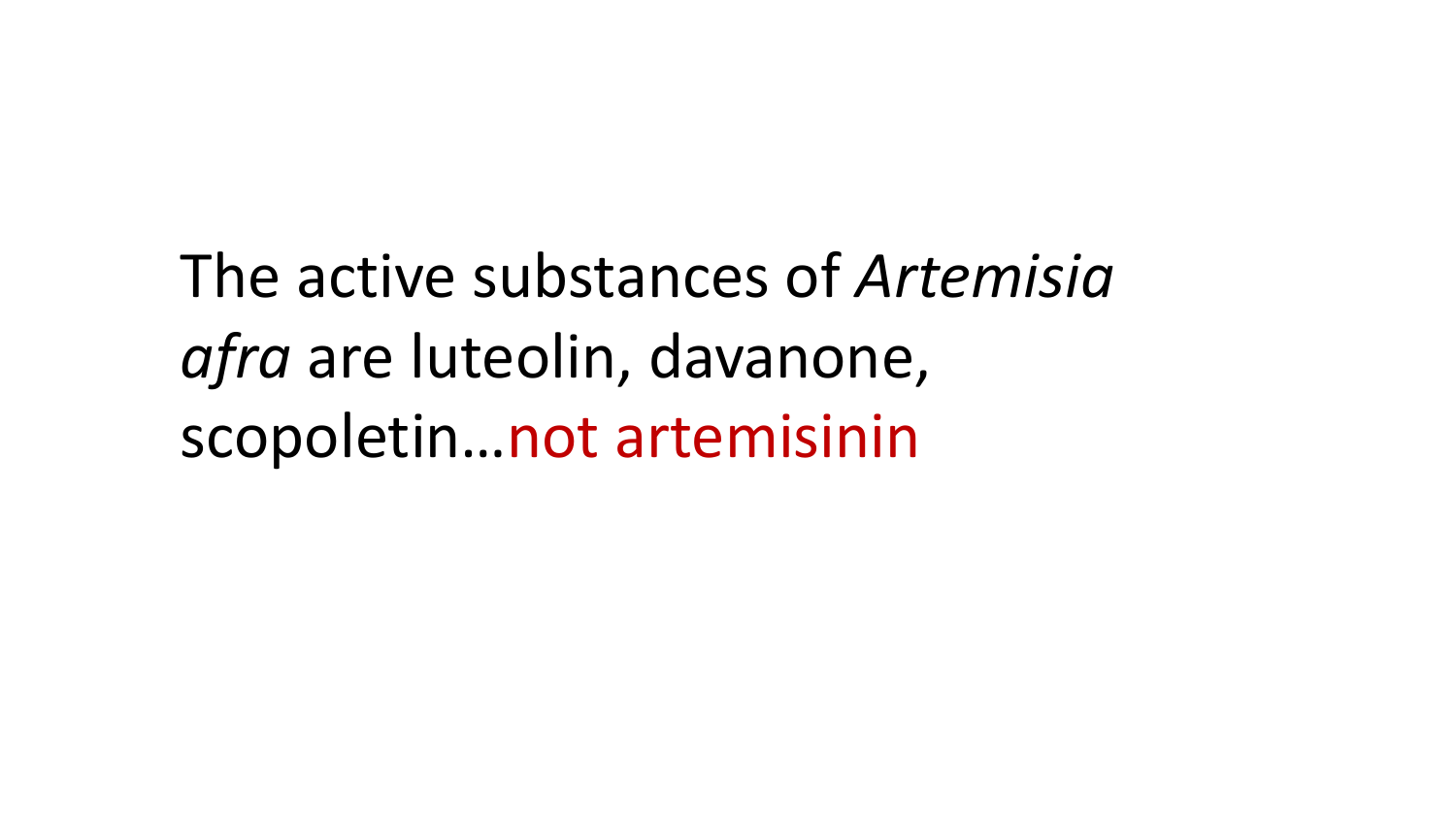The active substances of *Artemisia afra* are luteolin, davanone, scopoletin…not artemisinin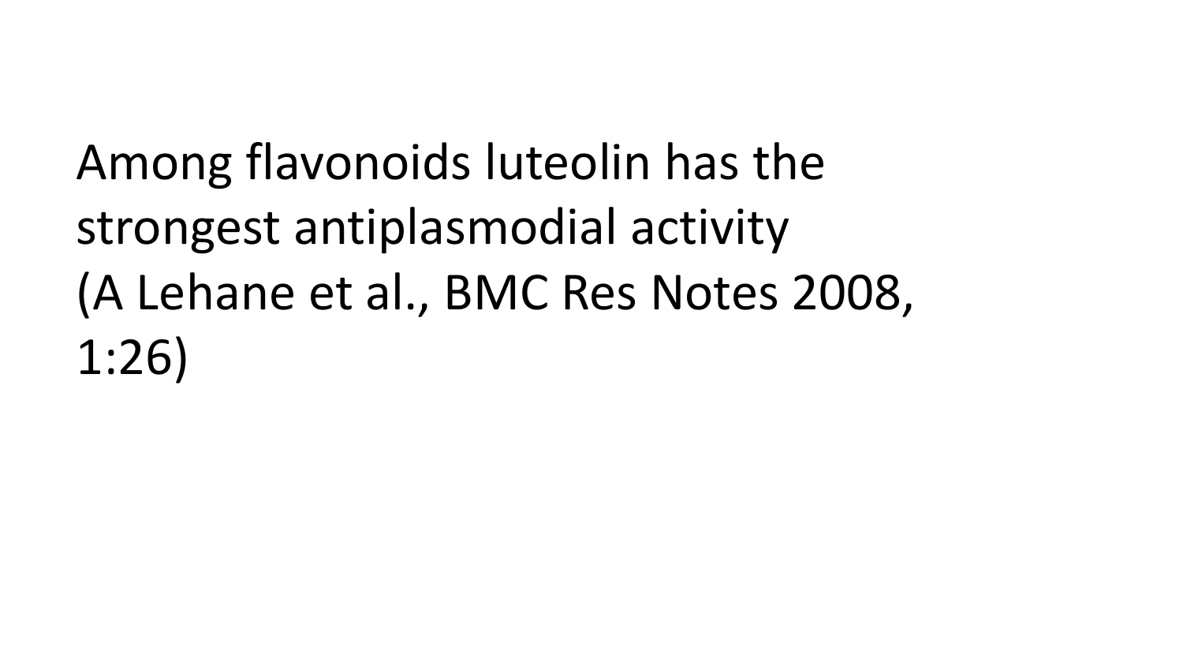Among flavonoids luteolin has the strongest antiplasmodial activity
(A Lehane et al., BMC Res Notes 2008, 1:26)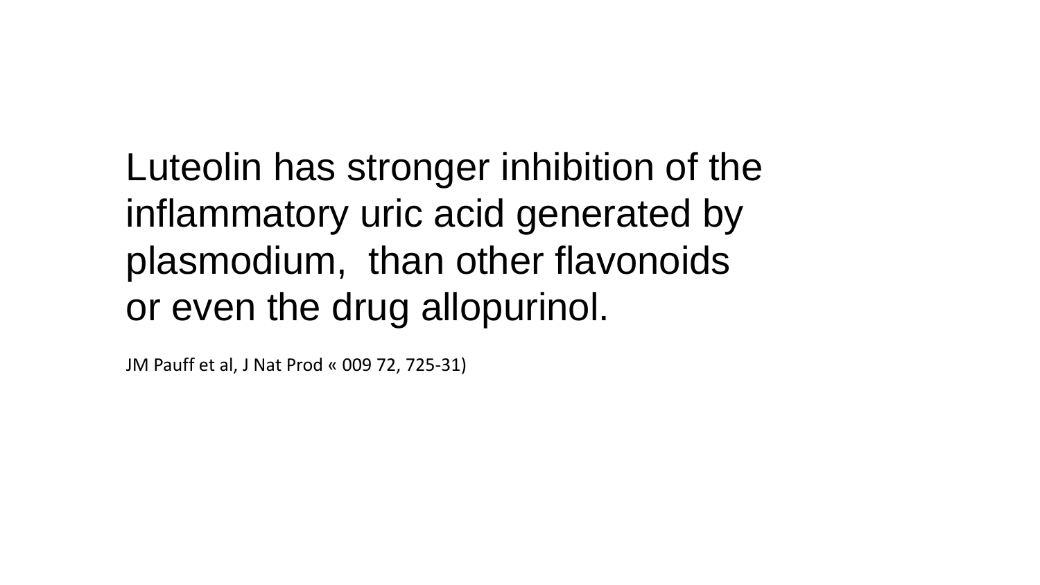Luteolin has stronger inhibition of the inflammatory uric acid generated by plasmodium, than other flavonoids or even the drug allopurinol.

JM Pauff et al, J Nat Prod « 009 72, 725-31)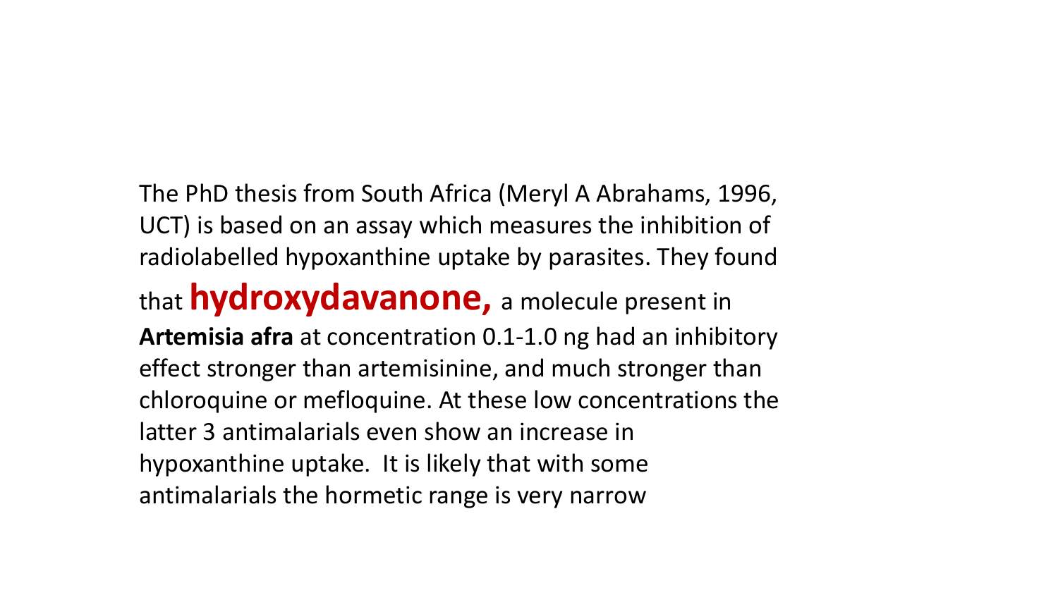The PhD thesis from South Africa (Meryl A Abrahams, 1996, UCT) is based on an assay which measures the inhibition of radiolabelled hypoxanthine uptake by parasites. They found that **hydroxydavanone,** a molecule present in **Artemisia afra** at concentration 0.1-1.0 ng had an inhibitory effect stronger than artemisinine, and much stronger than chloroquine or mefloquine. At these low concentrations the latter 3 antimalarials even show an increase in hypoxanthine uptake. It is likely that with some antimalarials the hormetic range is very narrow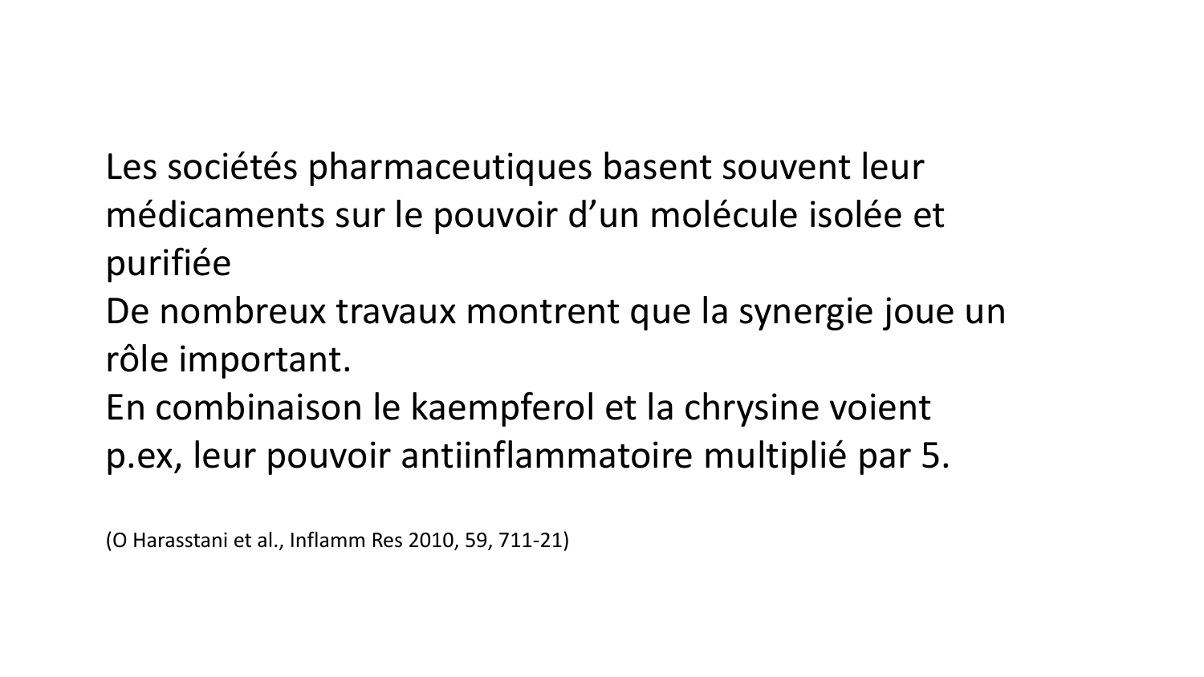Les sociétés pharmaceutiques basent souvent leur médicaments sur le pouvoir d'un molécule isolée et purifiée

De nombreux travaux montrent que la synergie joue un rôle important.

En combinaison le kaempferol et la chrysine voient p.ex, leur pouvoir antiinflammatoire multiplié par 5.

(O Harasstani et al., Inflamm Res 2010, 59, 711-21)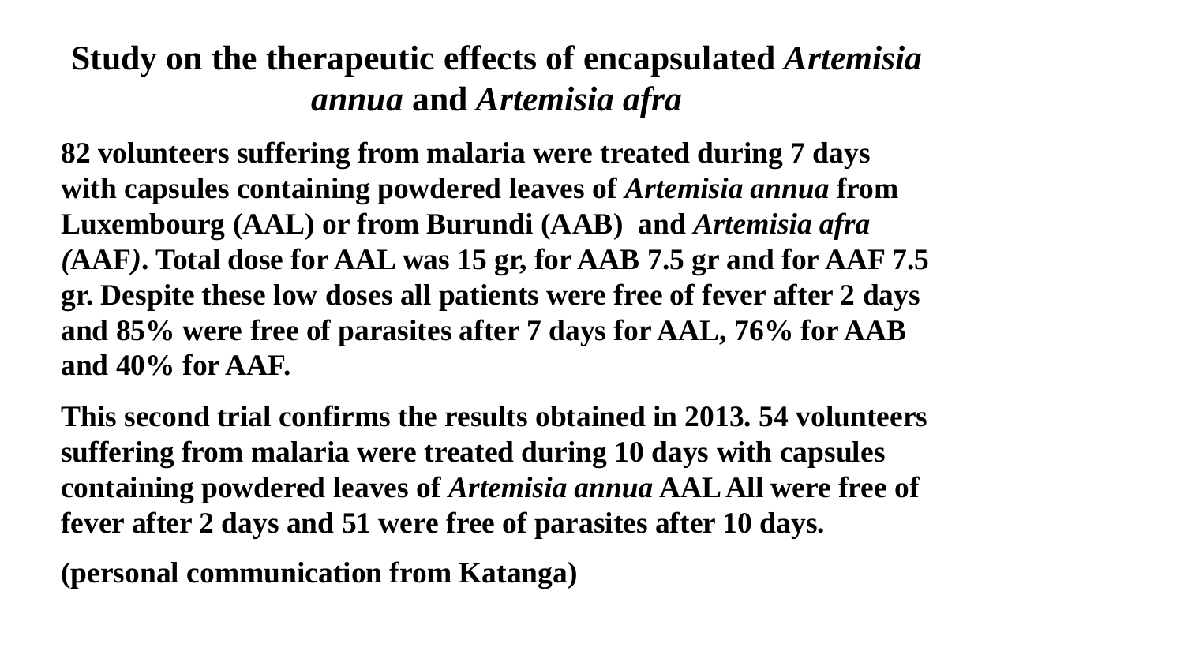# Study on the therapeutic effects of encapsulated *Artemisia annua* and *Artemisia afra*

**82 volunteers suffering from malaria were treated during 7 days with capsules containing powdered leaves of *Artemisia annua* from Luxembourg (AAL) or from Burundi (AAB) and *Artemisia afra* (AAF). Total dose for AAL was 15 gr, for AAB 7.5 gr and for AAF 7.5 gr. Despite these low doses all patients were free of fever after 2 days and 85% were free of parasites after 7 days for AAL, 76% for AAB and 40% for AAF.**

**This second trial confirms the results obtained in 2013. 54 volunteers suffering from malaria were treated during 10 days with capsules containing powdered leaves of *Artemisia annua* AAL All were free of fever after 2 days and 51 were free of parasites after 10 days.**

**(personal communication from Katanga)**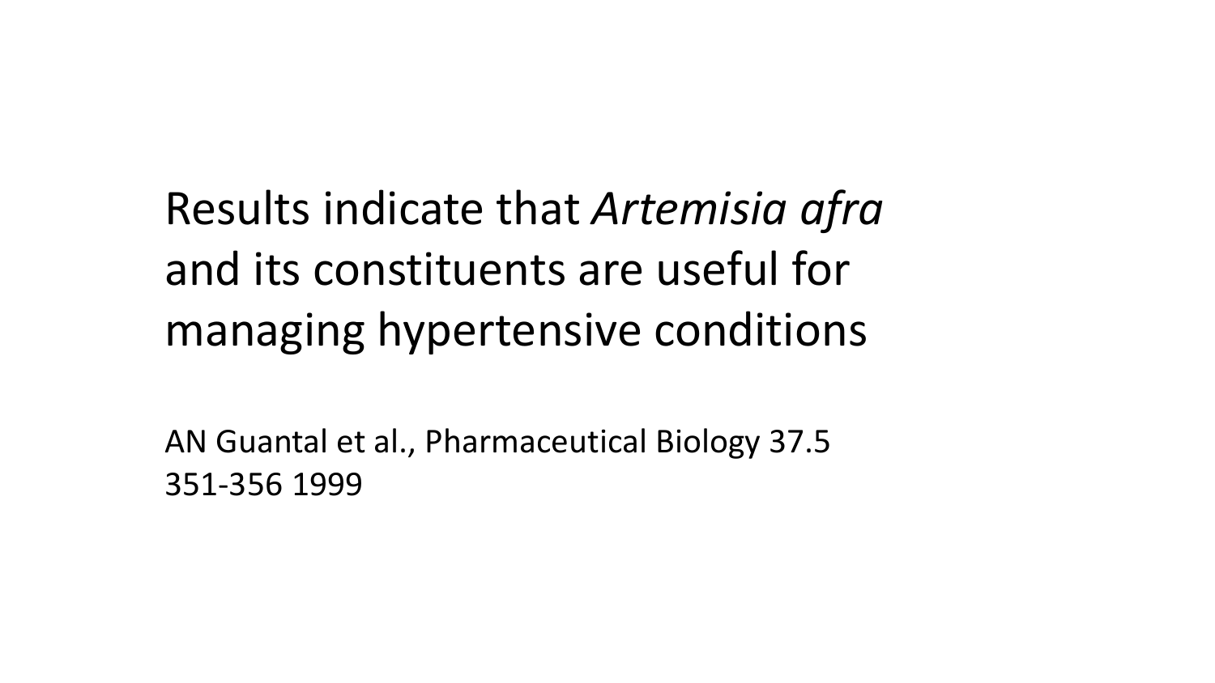Results indicate that *Artemisia afra* and its constituents are useful for managing hypertensive conditions

AN Guantal et al., Pharmaceutical Biology 37.5 351-356 1999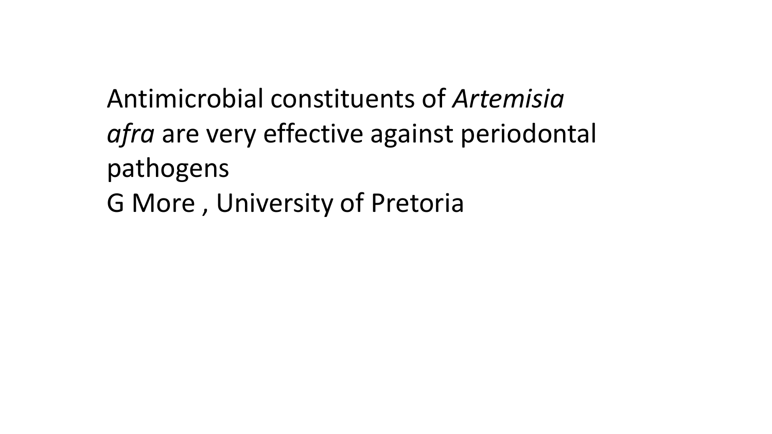Antimicrobial constituents of *Artemisia afra* are very effective against periodontal pathogens

G More , University of Pretoria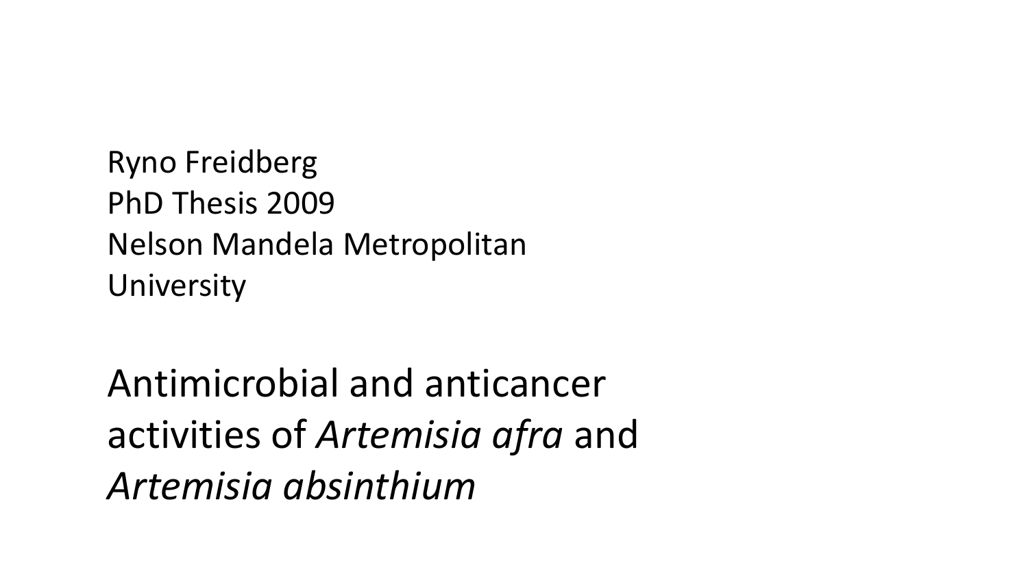Ryno Freidberg
PhD Thesis 2009
Nelson Mandela Metropolitan
University

Antimicrobial and anticancer activities of *Artemisia afra* and *Artemisia absinthium*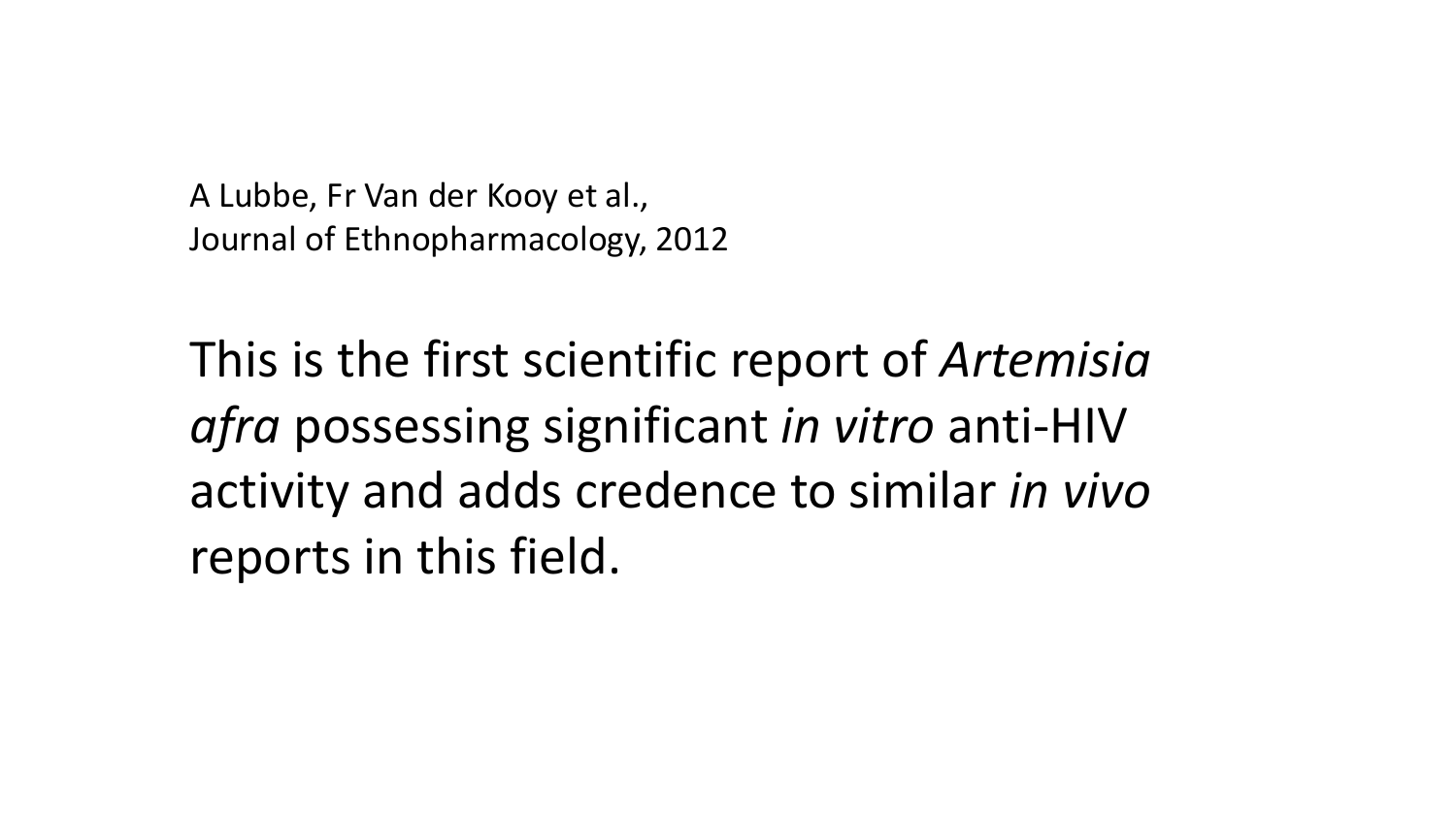A Lubbe, Fr Van der Kooy et al.,
Journal of Ethnopharmacology, 2012

This is the first scientific report of *Artemisia afra* possessing significant *in vitro* anti-HIV activity and adds credence to similar *in vivo* reports in this field.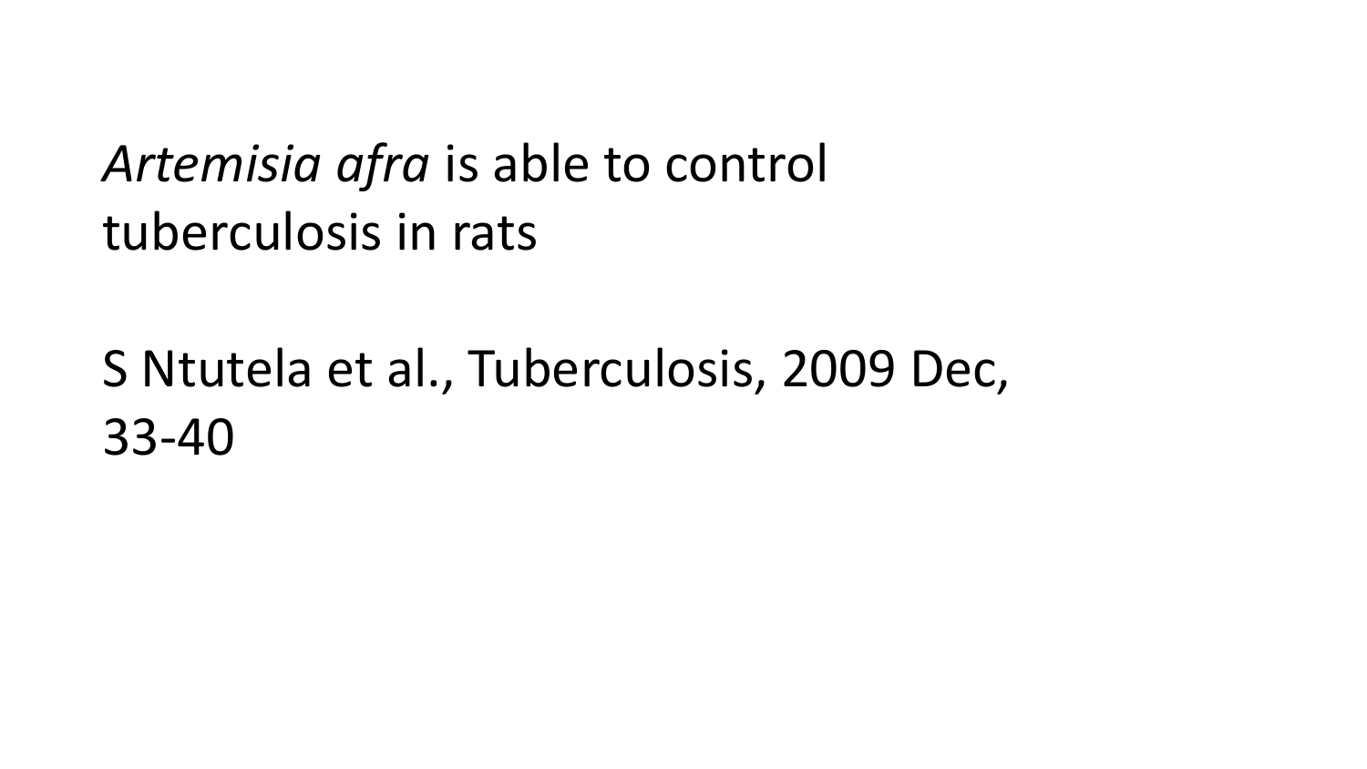*Artemisia afra* is able to control tuberculosis in rats

S Ntutela et al., Tuberculosis, 2009 Dec, 33-40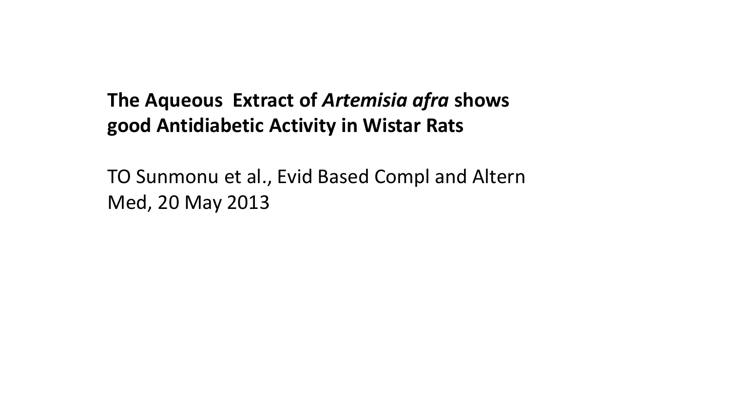**The Aqueous Extract of *Artemisia afra* shows good Antidiabetic Activity in Wistar Rats**

TO Sunmonu et al., Evid Based Compl and Altern Med, 20 May 2013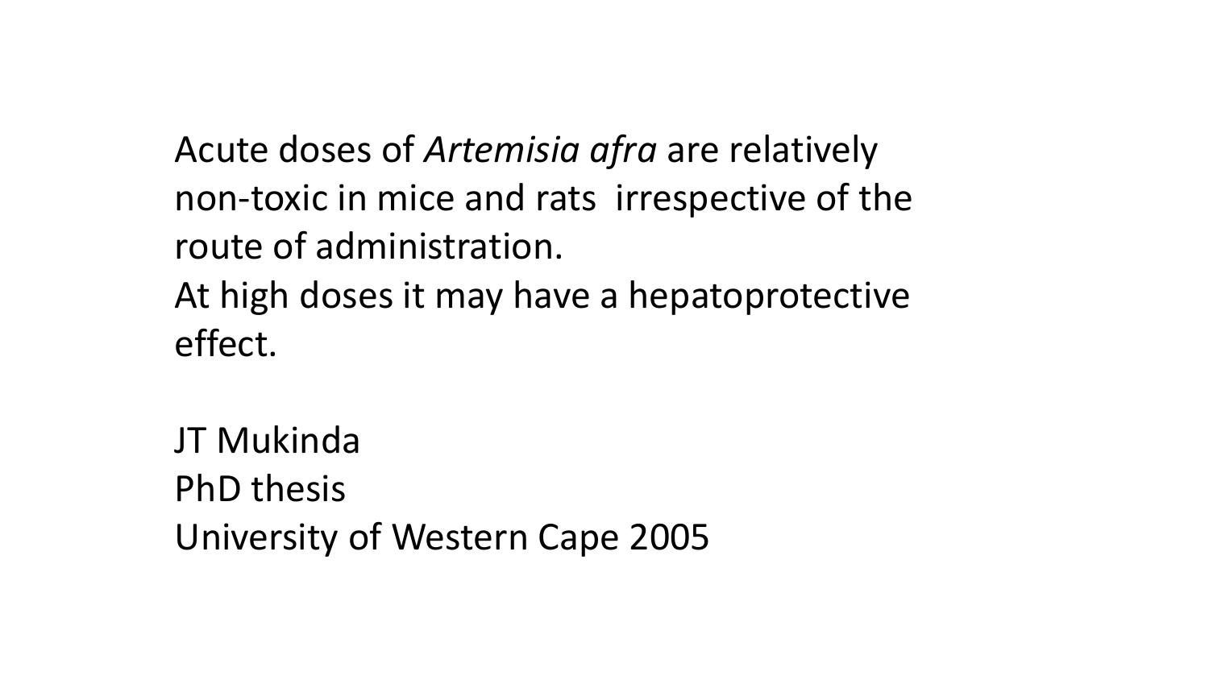Acute doses of *Artemisia afra* are relatively non-toxic in mice and rats irrespective of the route of administration.
At high doses it may have a hepatoprotective effect.

JT Mukinda
PhD thesis
University of Western Cape 2005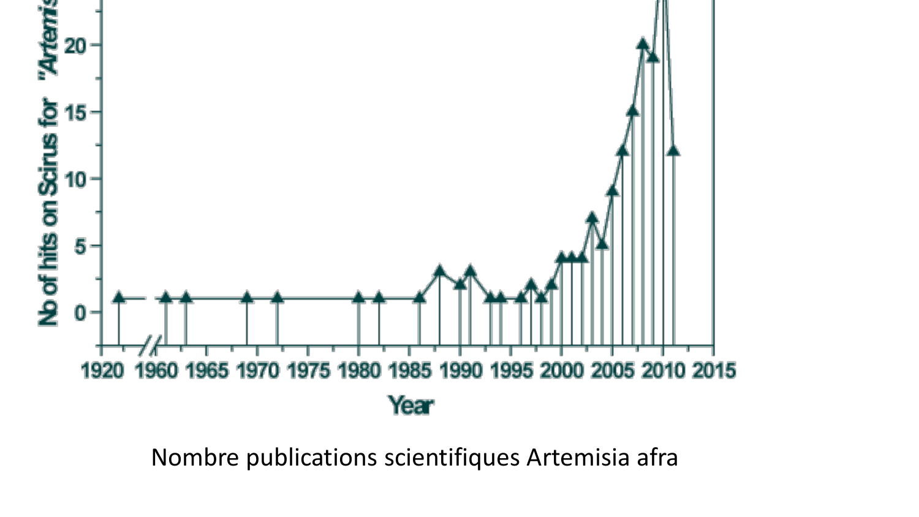Nombre publications scientifiques Artemisia afra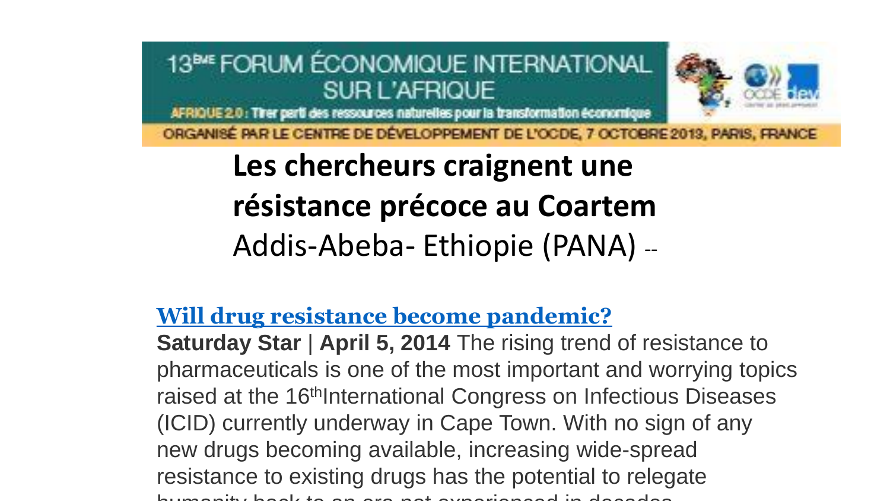13ÈME FORUM ÉCONOMIQUE INTERNATIONAL SUR L'AFRIQUE

AFRIQUE 2.0 : Tirer parti des ressources naturelles pour la transformation économique

ORGANISÉ PAR LE CENTRE DE DÉVELOPPEMENT DE L'OCDE, 7 OCTOBRE 2013, PARIS, FRANCE

**Les chercheurs craignent une résistance précoce au Coartem**

Addis-Abeba- Ethiopie (PANA) --

**Will drug resistance become pandemic?**

**Saturday Star** | **April 5, 2014** The rising trend of resistance to pharmaceuticals is one of the most important and worrying topics raised at the 16th International Congress on Infectious Diseases (ICID) currently underway in Cape Town. With no sign of any new drugs becoming available, increasing wide-spread resistance to existing drugs has the potential to relegate humanity back to an era not experienced in decades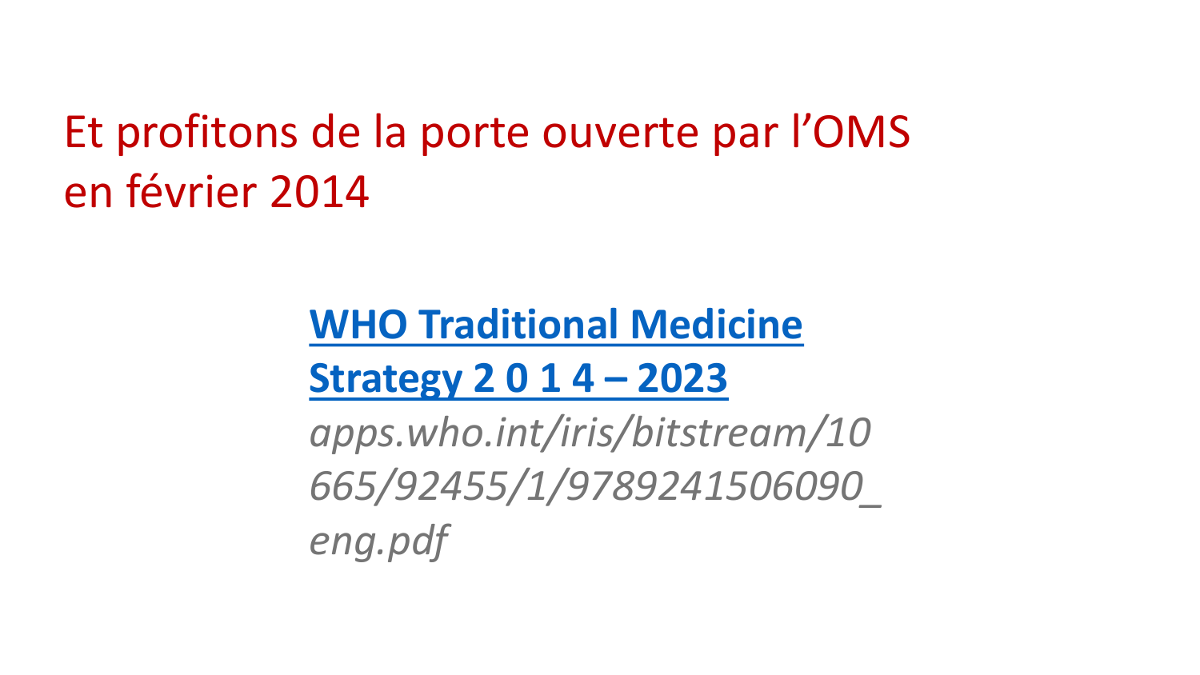## Et profitons de la porte ouverte par l’OMS en février 2014

**WHO Traditional Medicine Strategy 2 0 1 4 – 2023**

*apps.who.int/iris/bitstream/10665/92455/1/9789241506090_eng.pdf*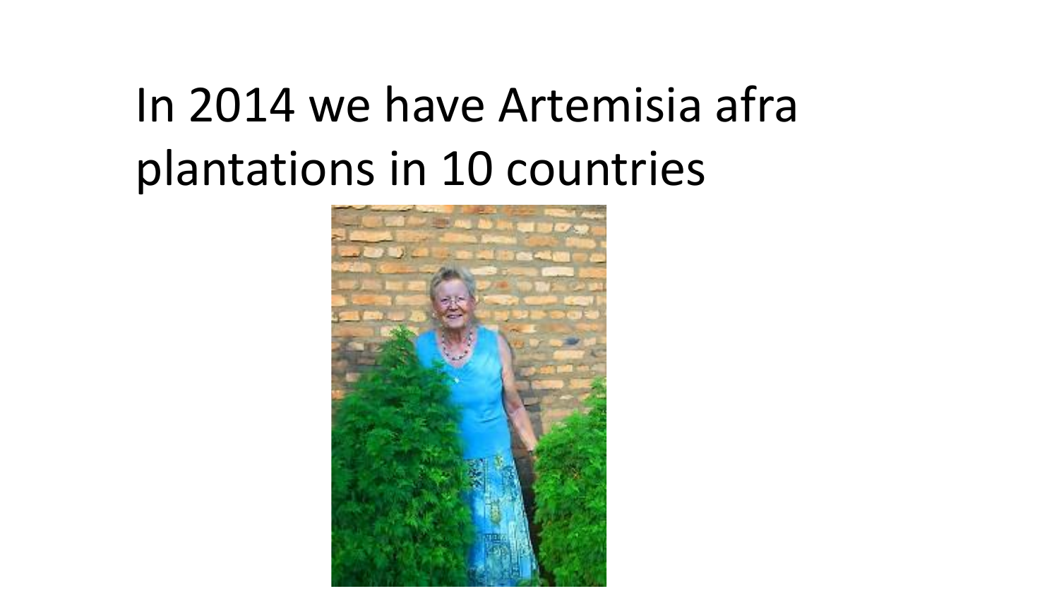# In 2014 we have Artemisia afra plantations in 10 countries